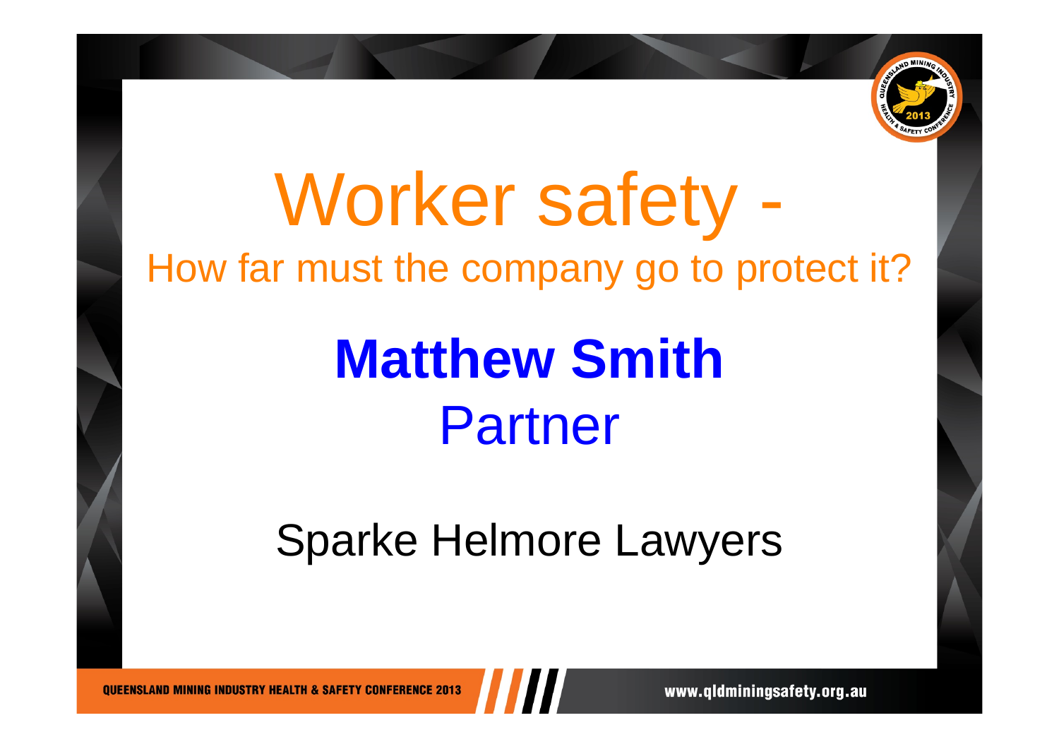# Worker safety -

## How far must the company go to protect it?

**Matthew Smith**

Partner

Sparke Helmore Lawyers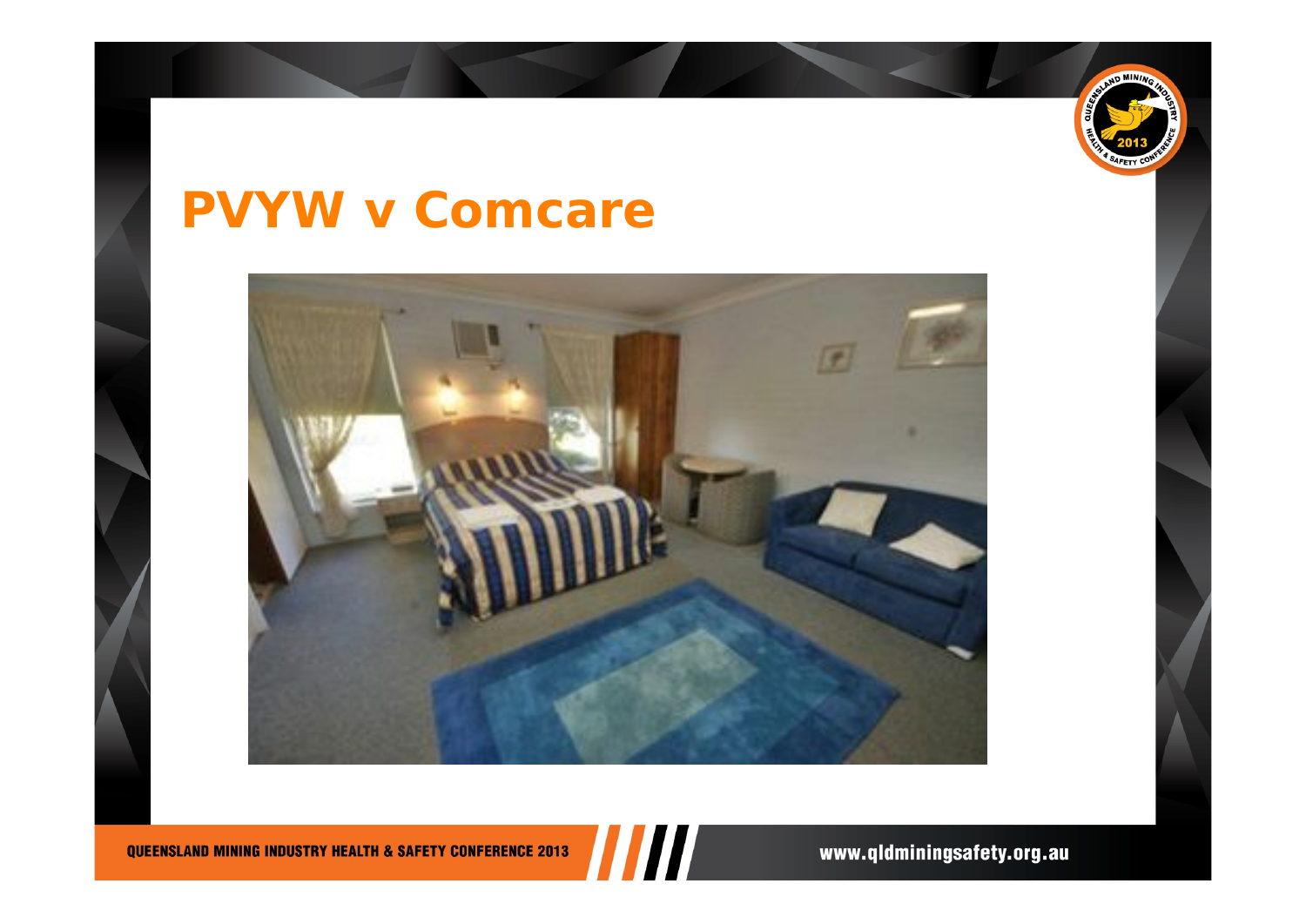# PVYW v Comcare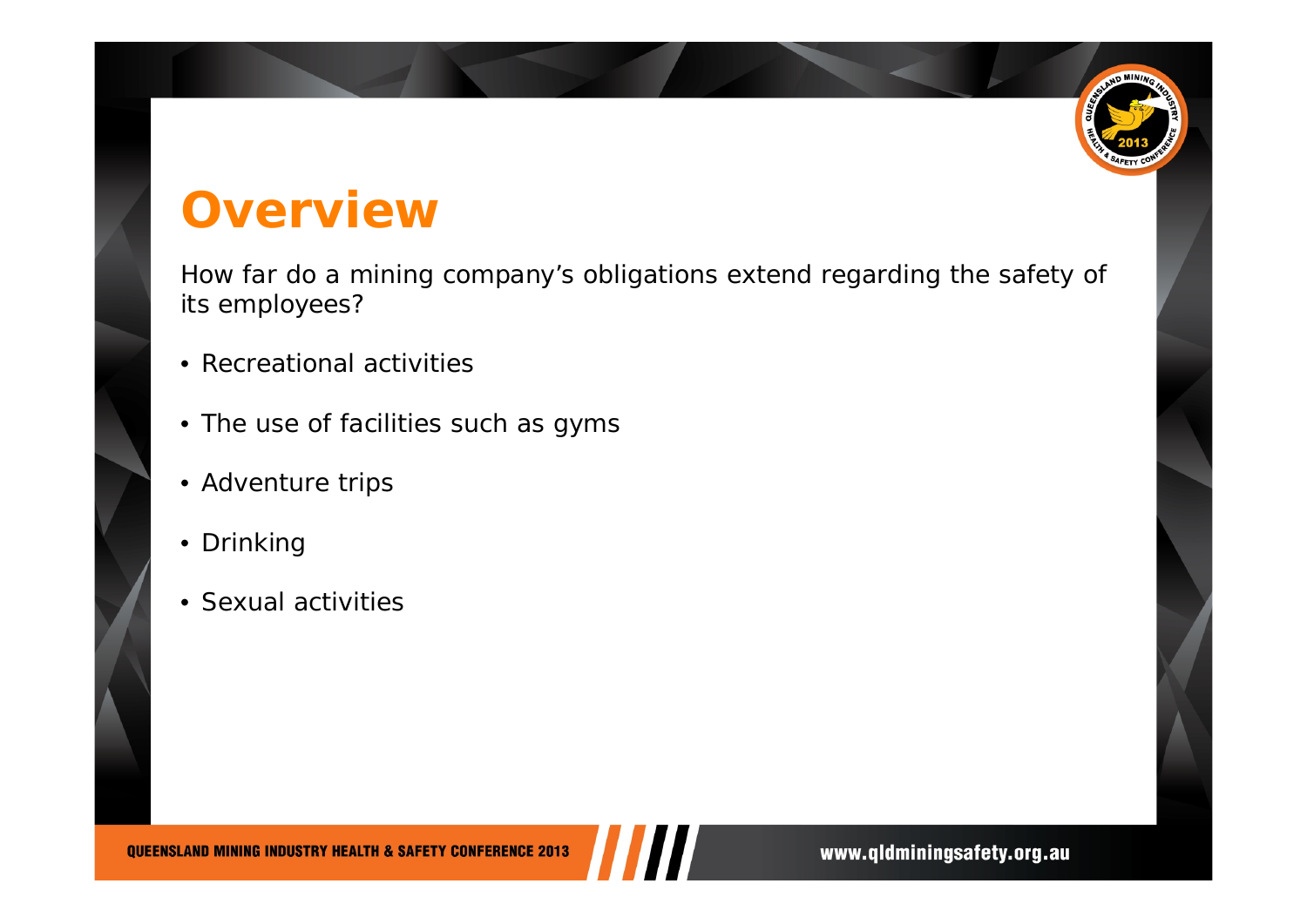# Overview

How far do a mining company's obligations extend regarding the safety of its employees?

- Recreational activities
- The use of facilities such as gyms
- Adventure trips
- Drinking
- Sexual activities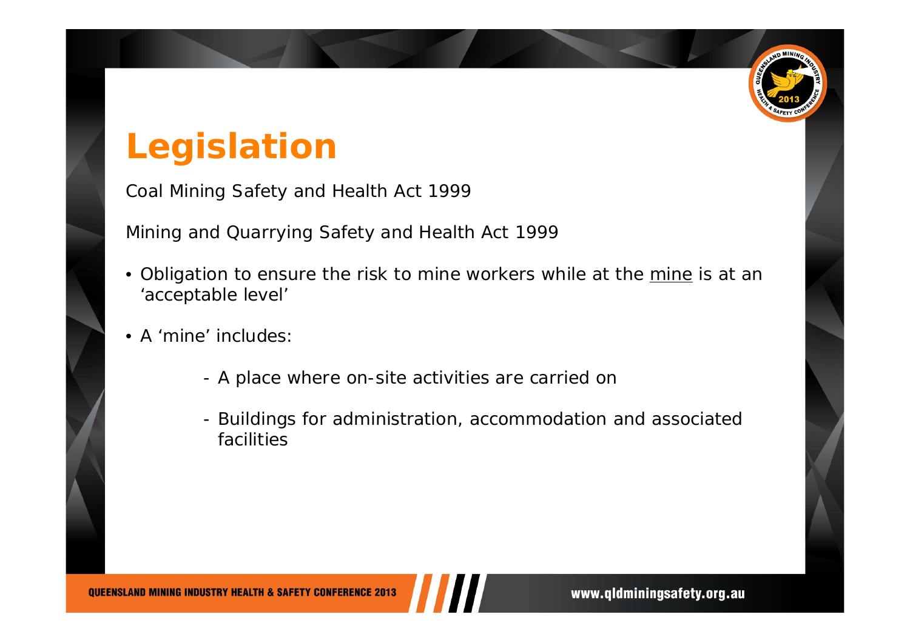# Legislation

Coal Mining Safety and Health Act 1999

Mining and Quarrying Safety and Health Act 1999

- Obligation to ensure the risk to mine workers while at the <u>mine</u> is at an 'acceptable level'
- A 'mine' includes:
  - A place where on-site activities are carried on
  - Buildings for administration, accommodation and associated facilities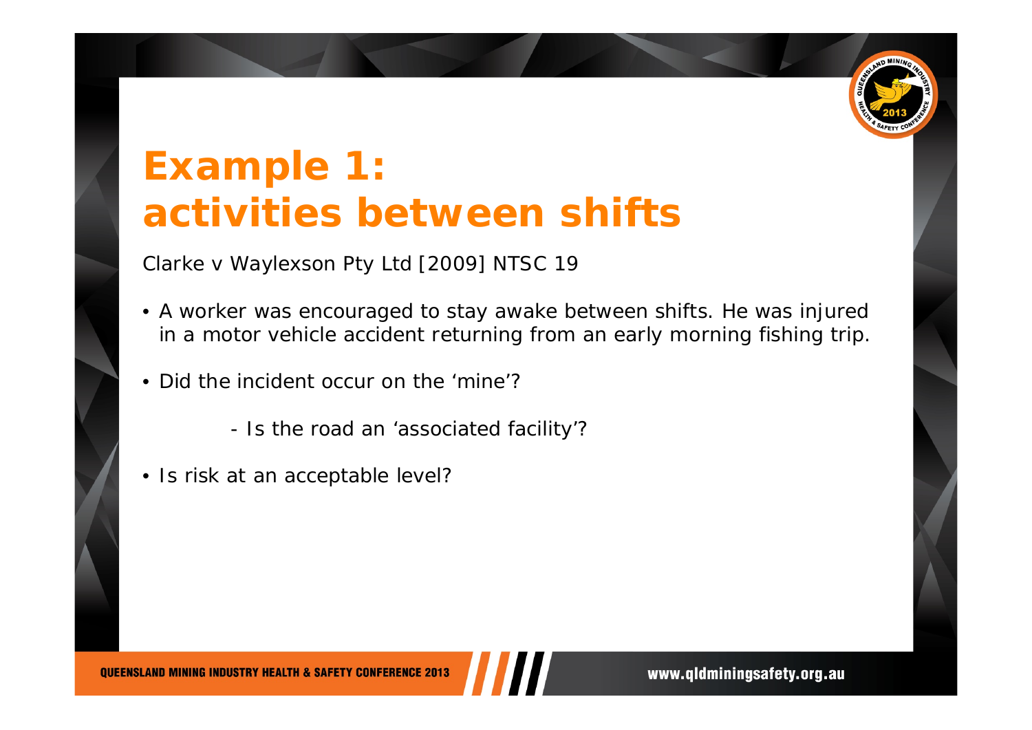# Example 1: activities between shifts

Clarke v Waylexson Pty Ltd [2009] NTSC 19

- A worker was encouraged to stay awake between shifts. He was injured in a motor vehicle accident returning from an early morning fishing trip.
- Did the incident occur on the 'mine'?
  - Is the road an 'associated facility'?
- Is risk at an acceptable level?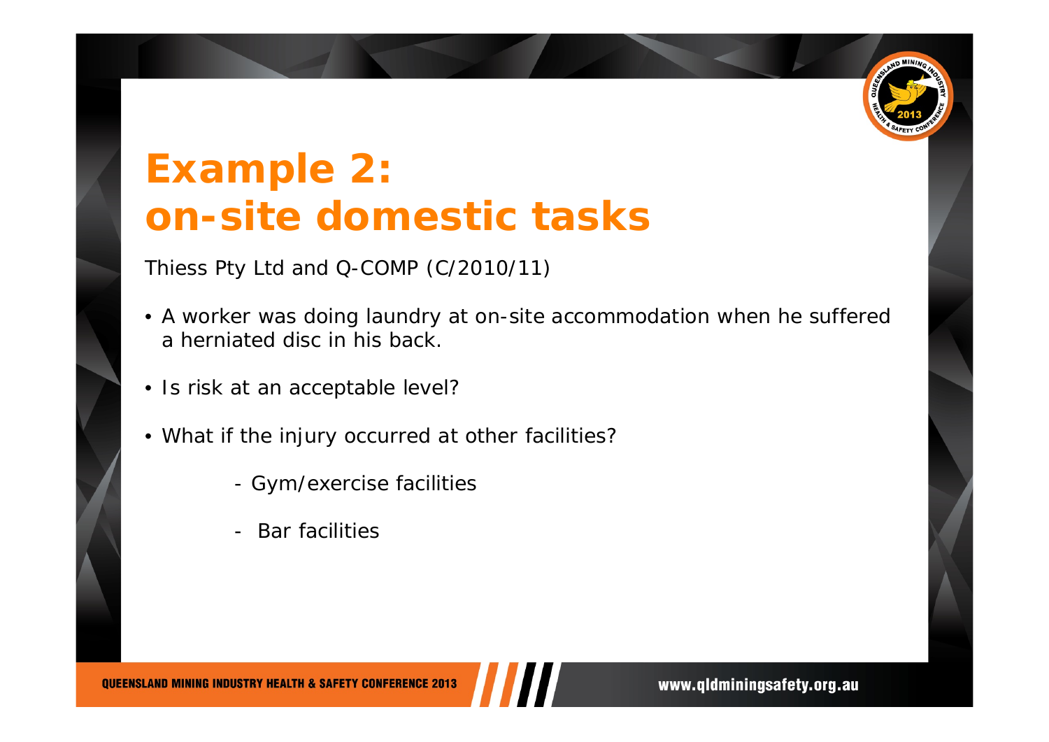# Example 2: on-site domestic tasks

Thiess Pty Ltd and Q-COMP (C/2010/11)

- A worker was doing laundry at on-site accommodation when he suffered a herniated disc in his back.
- Is risk at an acceptable level?
- What if the injury occurred at other facilities?
    - Gym/exercise facilities
    - Bar facilities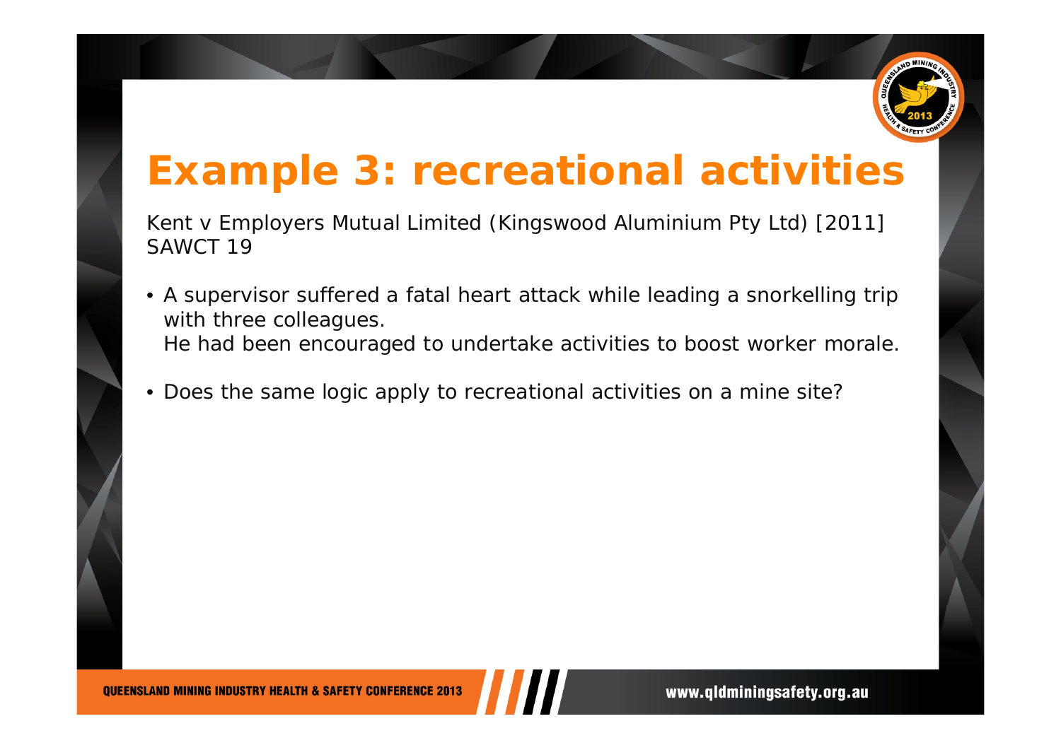# Example 3: recreational activities

Kent v Employers Mutual Limited (Kingswood Aluminium Pty Ltd) [2011] SAWCT 19

- A supervisor suffered a fatal heart attack while leading a snorkelling trip with three colleagues.
  He had been encouraged to undertake activities to boost worker morale.
- Does the same logic apply to recreational activities on a mine site?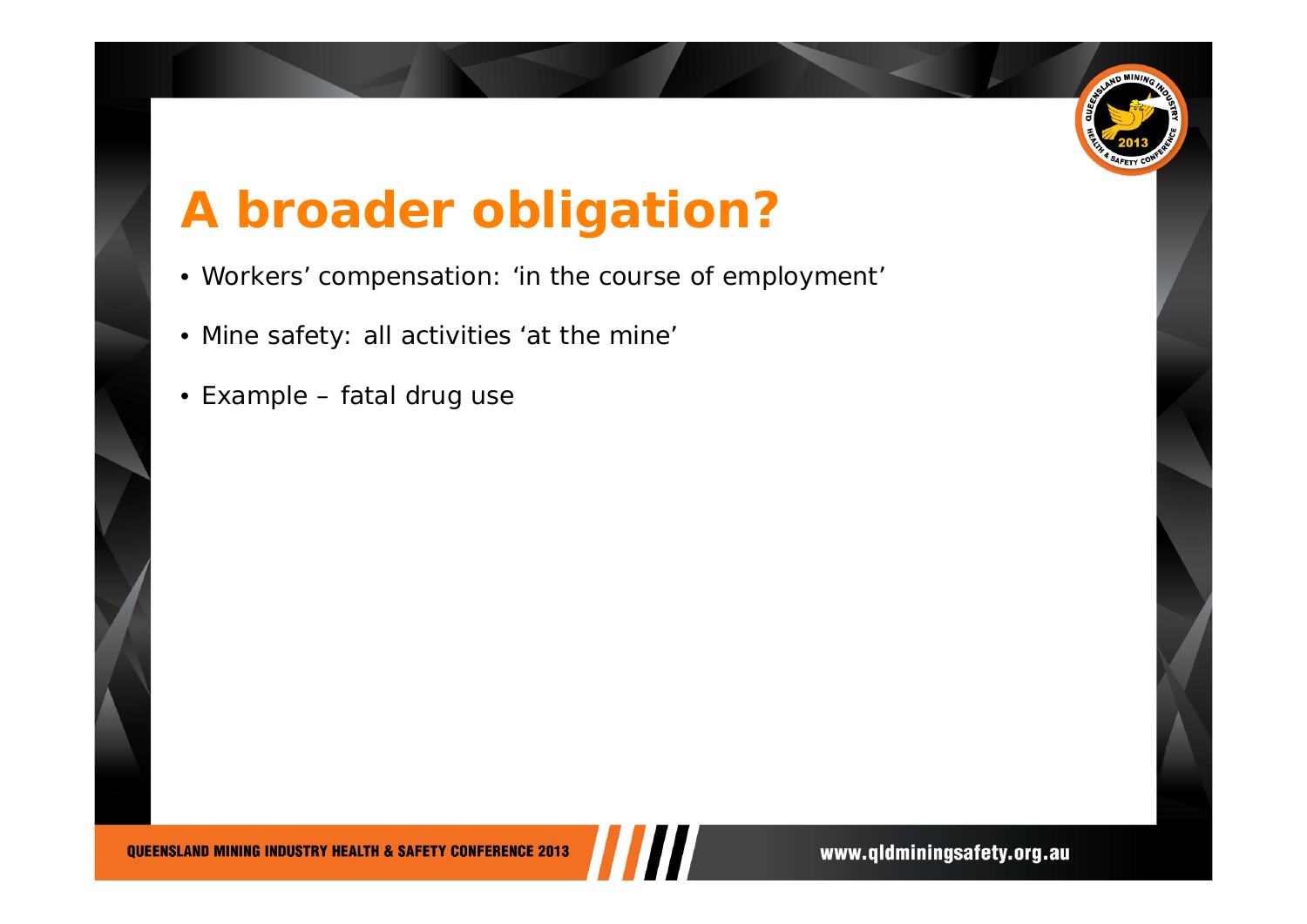# A broader obligation?

- Workers' compensation: 'in the course of employment'
- Mine safety: all activities 'at the mine'
- Example – fatal drug use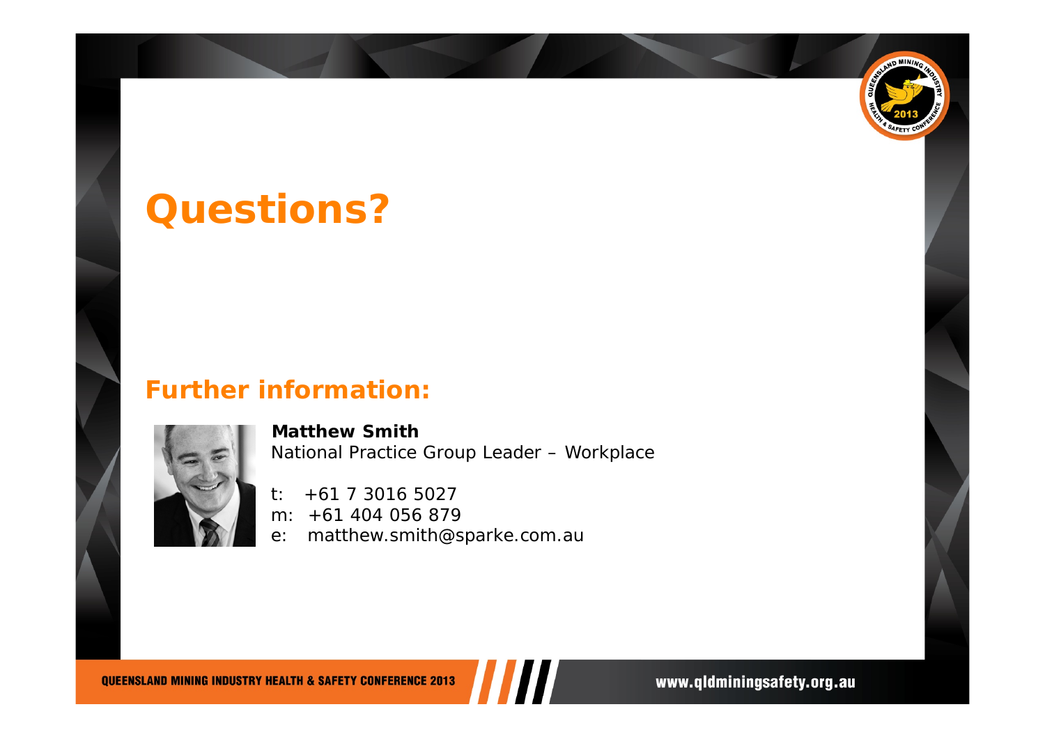# Questions?

## Further information:

**Matthew Smith**
National Practice Group Leader – Workplace

t: +61 7 3016 5027
m: +61 404 056 879
e: matthew.smith@sparke.com.au